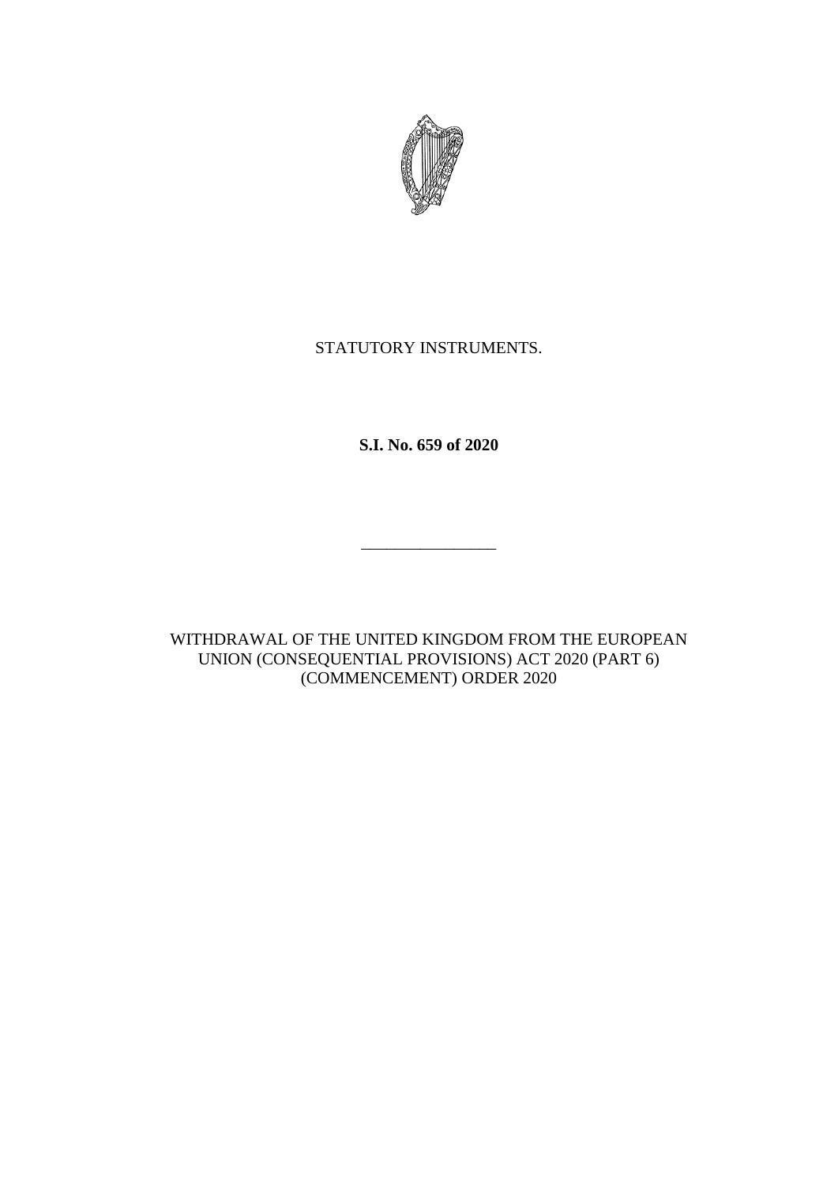STATUTORY INSTRUMENTS.

**S.I. No. 659 of 2020**

\_\_\_\_\_\_\_\_\_\_\_\_\_\_\_\_

WITHDRAWAL OF THE UNITED KINGDOM FROM THE EUROPEAN UNION (CONSEQUENTIAL PROVISIONS) ACT 2020 (PART 6) (COMMENCEMENT) ORDER 2020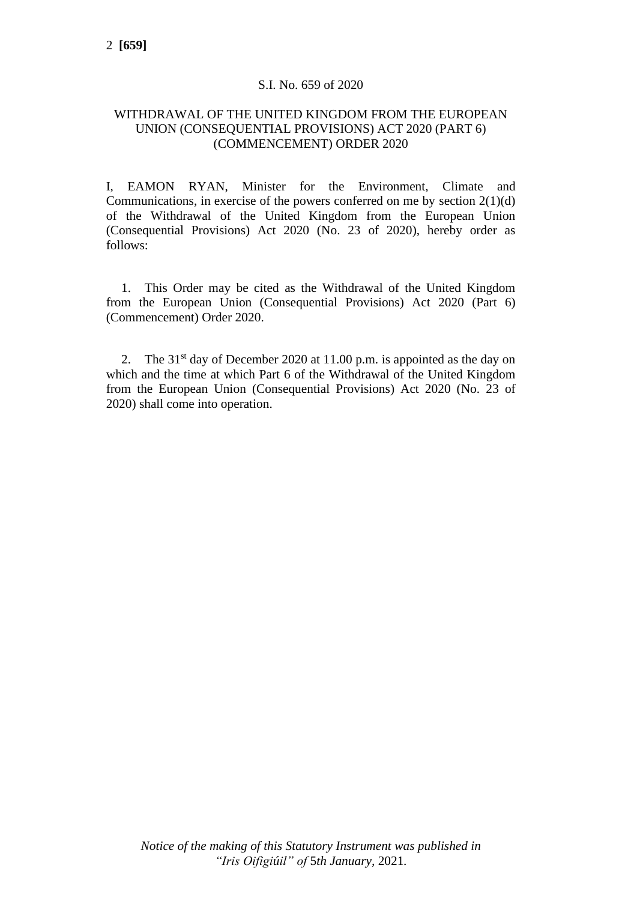S.I. No. 659 of 2020

WITHDRAWAL OF THE UNITED KINGDOM FROM THE EUROPEAN UNION (CONSEQUENTIAL PROVISIONS) ACT 2020 (PART 6) (COMMENCEMENT) ORDER 2020

I, EAMON RYAN, Minister for the Environment, Climate and Communications, in exercise of the powers conferred on me by section 2(1)(d) of the Withdrawal of the United Kingdom from the European Union (Consequential Provisions) Act 2020 (No. 23 of 2020), hereby order as follows:

1. This Order may be cited as the Withdrawal of the United Kingdom from the European Union (Consequential Provisions) Act 2020 (Part 6) (Commencement) Order 2020.

2. The 31st day of December 2020 at 11.00 p.m. is appointed as the day on which and the time at which Part 6 of the Withdrawal of the United Kingdom from the European Union (Consequential Provisions) Act 2020 (No. 23 of 2020) shall come into operation.

*Notice of the making of this Statutory Instrument was published in "Iris Oifigiúil" of 5th January, 2021.*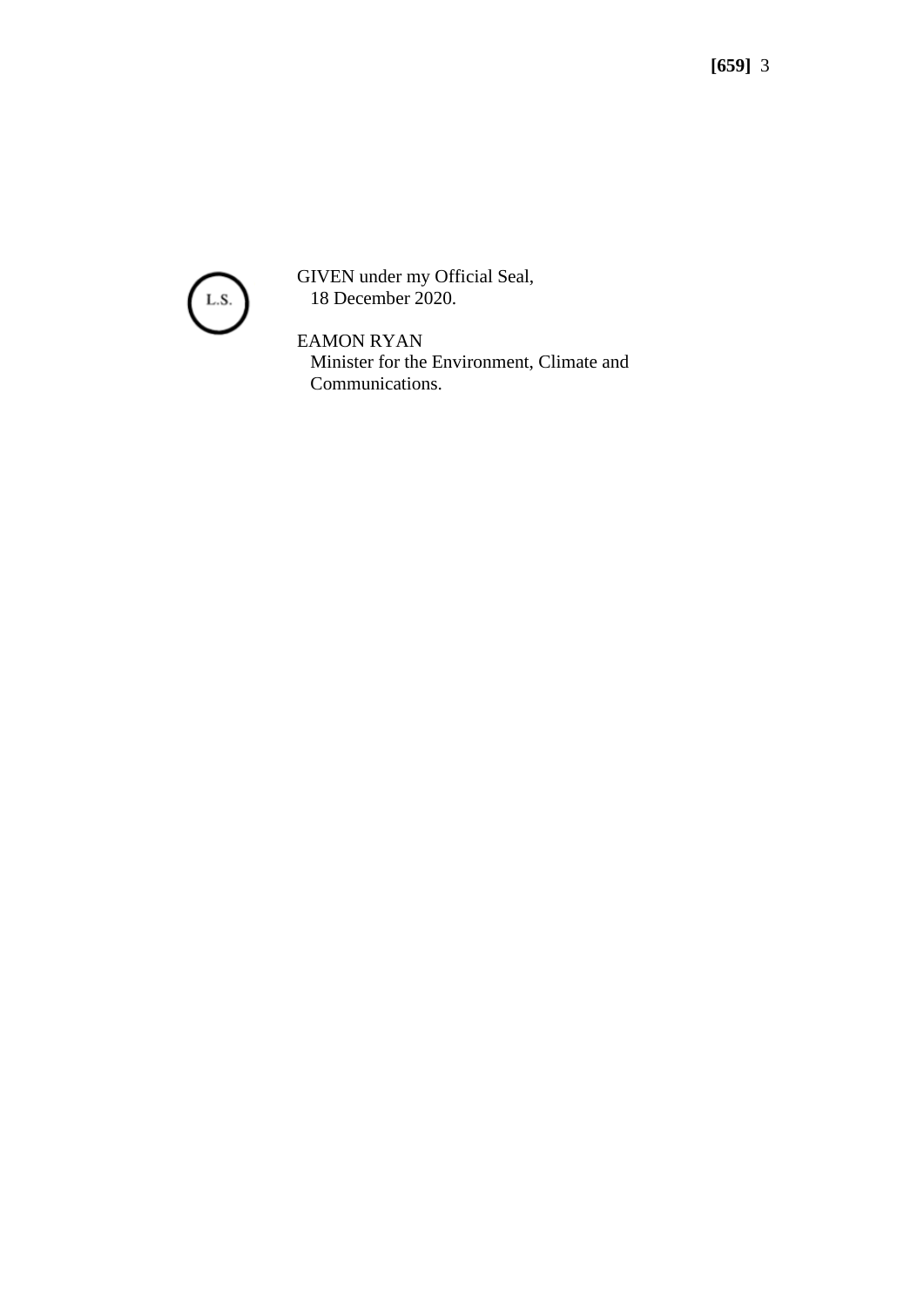L.S.

GIVEN under my Official Seal,
18 December 2020.

EAMON RYAN
Minister for the Environment, Climate and Communications.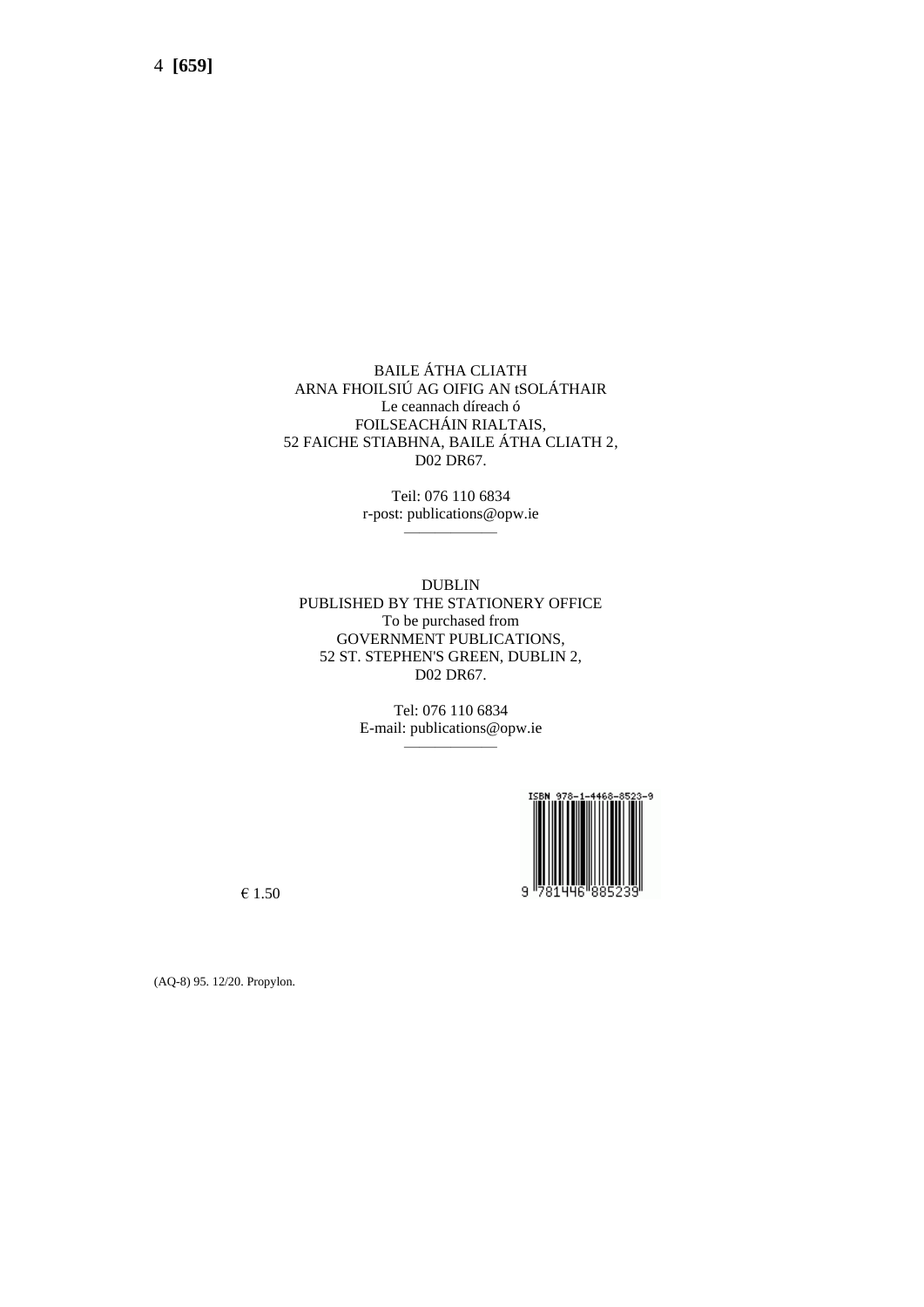BAILE ÁTHA CLIATH
ARNA FHOILSIÚ AG OIFIG AN tSOLÁTHAIR
Le ceannach díreach ó
FOILSEACHÁIN RIALTAIS,
52 FAICHE STIABHNA, BAILE ÁTHA CLIATH 2,
D02 DR67.

Teil: 076 110 6834
r-post: publications@opw.ie

---

DUBLIN
PUBLISHED BY THE STATIONERY OFFICE
To be purchased from
GOVERNMENT PUBLICATIONS,
52 ST. STEPHEN'S GREEN, DUBLIN 2,
D02 DR67.

Tel: 076 110 6834
E-mail: publications@opw.ie

---

ISBN 978-1-4468-8523-9

9 781446 885239

€ 1.50

(AQ-8) 95. 12/20. Propylon.